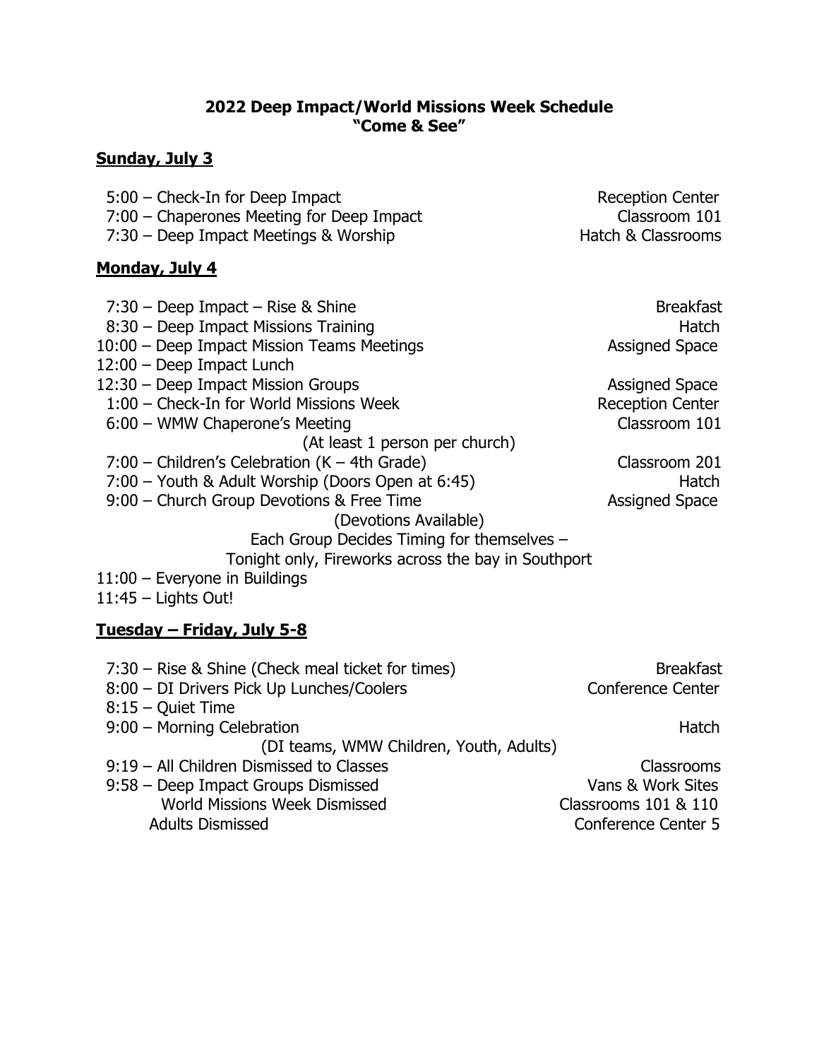**2022 Deep Impact/World Missions Week Schedule**
**"Come & See"**

**Sunday, July 3**

| Time | Event | Location |
|---|---|---|
| 5:00 | Check-In for Deep Impact | Reception Center |
| 7:00 | Chaperones Meeting for Deep Impact | Classroom 101 |
| 7:30 | Deep Impact Meetings & Worship | Hatch & Classrooms |

**Monday, July 4**

| Time | Event | Location |
|---|---|---|
| 7:30 | Deep Impact – Rise & Shine | Breakfast |
| 8:30 | Deep Impact Missions Training | Hatch |
| 10:00 | Deep Impact Mission Teams Meetings | Assigned Space |
| 12:00 | Deep Impact Lunch | |
| 12:30 | Deep Impact Mission Groups | Assigned Space |
| 1:00 | Check-In for World Missions Week | Reception Center |
| 6:00 | WMW Chaperone's Meeting (At least 1 person per church) | Classroom 101 |
| 7:00 | Children's Celebration (K – 4th Grade) | Classroom 201 |
| 7:00 | Youth & Adult Worship (Doors Open at 6:45) | Hatch |
| 9:00 | Church Group Devotions & Free Time (Devotions Available) Each Group Decides Timing for themselves – Tonight only, Fireworks across the bay in Southport | Assigned Space |
| 11:00 | Everyone in Buildings | |
| 11:45 | Lights Out! | |

**Tuesday – Friday, July 5-8**

| Time | Event | Location |
|---|---|---|
| 7:30 | Rise & Shine (Check meal ticket for times) | Breakfast |
| 8:00 | DI Drivers Pick Up Lunches/Coolers | Conference Center |
| 8:15 | Quiet Time | |
| 9:00 | Morning Celebration (DI teams, WMW Children, Youth, Adults) | Hatch |
| 9:19 | All Children Dismissed to Classes | Classrooms |
| 9:58 | Deep Impact Groups Dismissed | Vans & Work Sites |
| | World Missions Week Dismissed | Classrooms 101 & 110 |
| | Adults Dismissed | Conference Center 5 |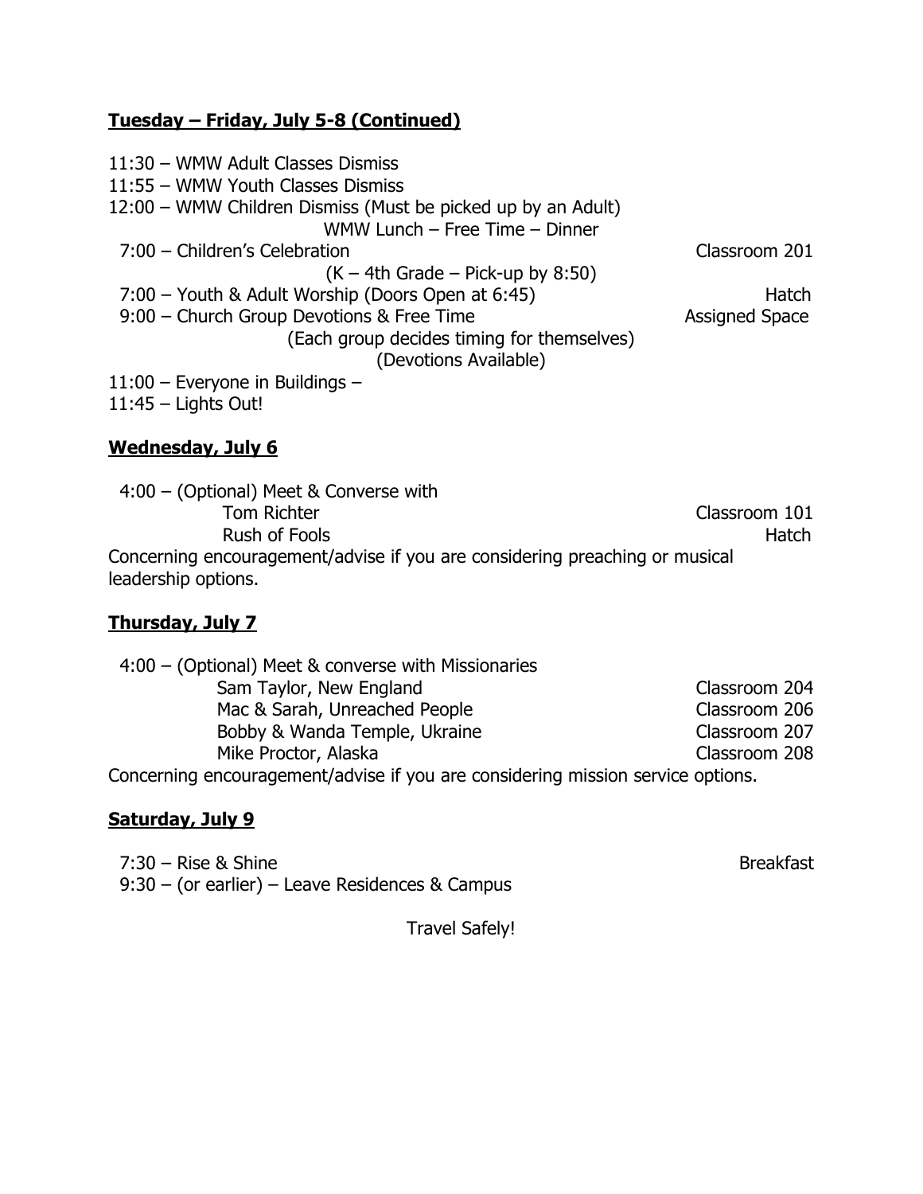**Tuesday – Friday, July 5-8 (Continued)**

11:30 – WMW Adult Classes Dismiss
11:55 – WMW Youth Classes Dismiss
12:00 – WMW Children Dismiss (Must be picked up by an Adult)
WMW Lunch – Free Time – Dinner
7:00 – Children's Celebration — Classroom 201
(K – 4th Grade – Pick-up by 8:50)
7:00 – Youth & Adult Worship (Doors Open at 6:45) — Hatch
9:00 – Church Group Devotions & Free Time — Assigned Space
(Each group decides timing for themselves)
(Devotions Available)
11:00 – Everyone in Buildings –
11:45 – Lights Out!

**Wednesday, July 6**

4:00 – (Optional) Meet & Converse with
Tom Richter — Classroom 101
Rush of Fools — Hatch

Concerning encouragement/advise if you are considering preaching or musical leadership options.

**Thursday, July 7**

4:00 – (Optional) Meet & converse with Missionaries
Sam Taylor, New England — Classroom 204
Mac & Sarah, Unreached People — Classroom 206
Bobby & Wanda Temple, Ukraine — Classroom 207
Mike Proctor, Alaska — Classroom 208

Concerning encouragement/advise if you are considering mission service options.

**Saturday, July 9**

7:30 – Rise & Shine — Breakfast
9:30 – (or earlier) – Leave Residences & Campus

Travel Safely!